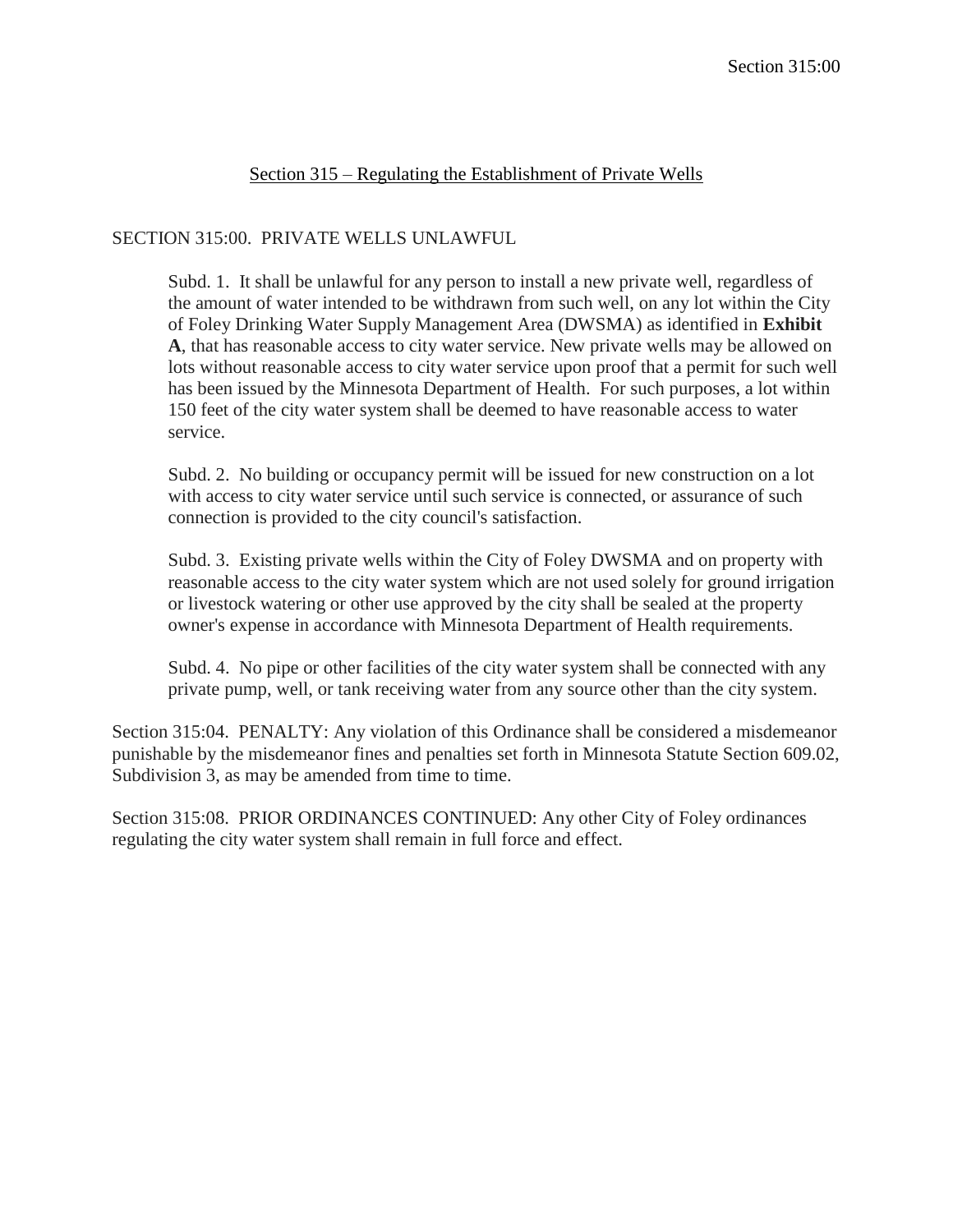# Section 315 – Regulating the Establishment of Private Wells

## SECTION 315:00. PRIVATE WELLS UNLAWFUL

Subd. 1. It shall be unlawful for any person to install a new private well, regardless of the amount of water intended to be withdrawn from such well, on any lot within the City of Foley Drinking Water Supply Management Area (DWSMA) as identified in **Exhibit A**, that has reasonable access to city water service. New private wells may be allowed on lots without reasonable access to city water service upon proof that a permit for such well has been issued by the Minnesota Department of Health. For such purposes, a lot within 150 feet of the city water system shall be deemed to have reasonable access to water service.

Subd. 2. No building or occupancy permit will be issued for new construction on a lot with access to city water service until such service is connected, or assurance of such connection is provided to the city council's satisfaction.

Subd. 3. Existing private wells within the City of Foley DWSMA and on property with reasonable access to the city water system which are not used solely for ground irrigation or livestock watering or other use approved by the city shall be sealed at the property owner's expense in accordance with Minnesota Department of Health requirements.

Subd. 4. No pipe or other facilities of the city water system shall be connected with any private pump, well, or tank receiving water from any source other than the city system.

Section 315:04. PENALTY: Any violation of this Ordinance shall be considered a misdemeanor punishable by the misdemeanor fines and penalties set forth in Minnesota Statute Section 609.02, Subdivision 3, as may be amended from time to time.

Section 315:08. PRIOR ORDINANCES CONTINUED: Any other City of Foley ordinances regulating the city water system shall remain in full force and effect.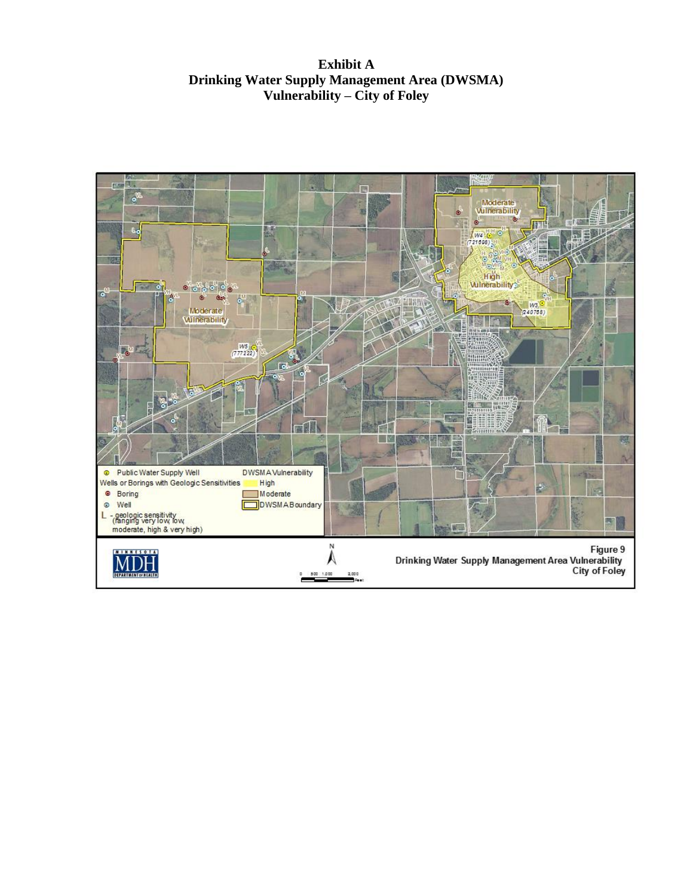**Exhibit A**
**Drinking Water Supply Management Area (DWSMA)**
**Vulnerability – City of Foley**

Moderate Vulnerability

High Vulnerability

Moderate Vulnerability

W4 (721698)

W3 (240768)

W5 (777222)

Public Water Supply Well

Wells or Borings with Geologic Sensitivities

Boring

Well

L - geologic sensitivity (ranging very low, low, moderate, high & very high)

DWSMA Vulnerability

High

Moderate

DWSMA Boundary

MINNESOTA MDH DEPARTMENT of HEALTH

N

0 500 1,000 2,000 Feet

Figure 9
Drinking Water Supply Management Area Vulnerability
City of Foley